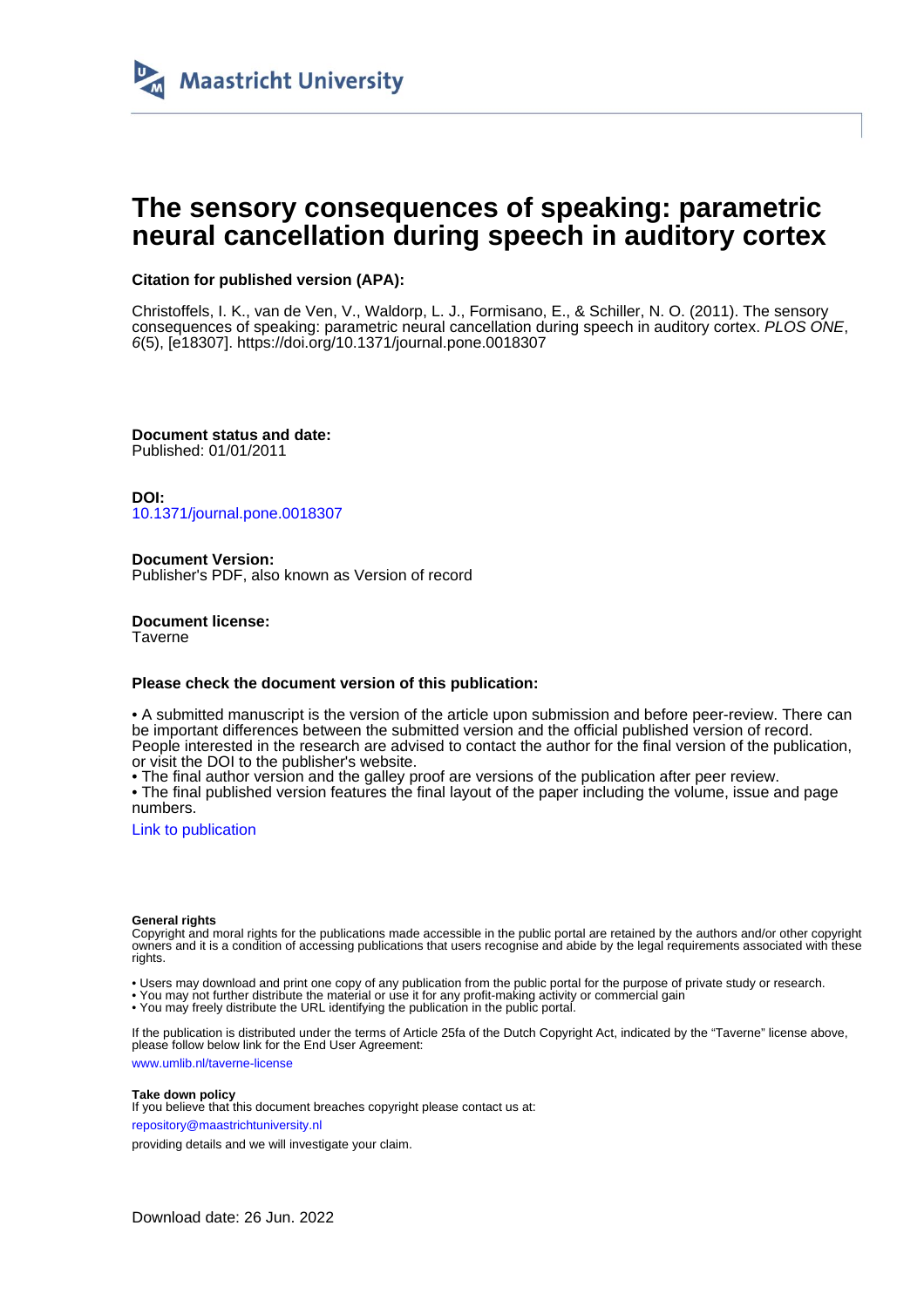# The sensory consequences of speaking: parametric neural cancellation during speech in auditory cortex

**Citation for published version (APA):**

Christoffels, I. K., van de Ven, V., Waldorp, L. J., Formisano, E., & Schiller, N. O. (2011). The sensory consequences of speaking: parametric neural cancellation during speech in auditory cortex. *PLOS ONE*, *6*(5), [e18307]. https://doi.org/10.1371/journal.pone.0018307

**Document status and date:**
Published: 01/01/2011

**DOI:**
10.1371/journal.pone.0018307

**Document Version:**
Publisher's PDF, also known as Version of record

**Document license:**
Taverne

**Please check the document version of this publication:**

• A submitted manuscript is the version of the article upon submission and before peer-review. There can be important differences between the submitted version and the official published version of record. People interested in the research are advised to contact the author for the final version of the publication, or visit the DOI to the publisher's website.
• The final author version and the galley proof are versions of the publication after peer review.
• The final published version features the final layout of the paper including the volume, issue and page numbers.

Link to publication

**General rights**
Copyright and moral rights for the publications made accessible in the public portal are retained by the authors and/or other copyright owners and it is a condition of accessing publications that users recognise and abide by the legal requirements associated with these rights.

• Users may download and print one copy of any publication from the public portal for the purpose of private study or research.
• You may not further distribute the material or use it for any profit-making activity or commercial gain
• You may freely distribute the URL identifying the publication in the public portal.

If the publication is distributed under the terms of Article 25fa of the Dutch Copyright Act, indicated by the "Taverne" license above, please follow below link for the End User Agreement:

www.umlib.nl/taverne-license

**Take down policy**
If you believe that this document breaches copyright please contact us at:

repository@maastrichtuniversity.nl

providing details and we will investigate your claim.

Download date: 26 Jun. 2022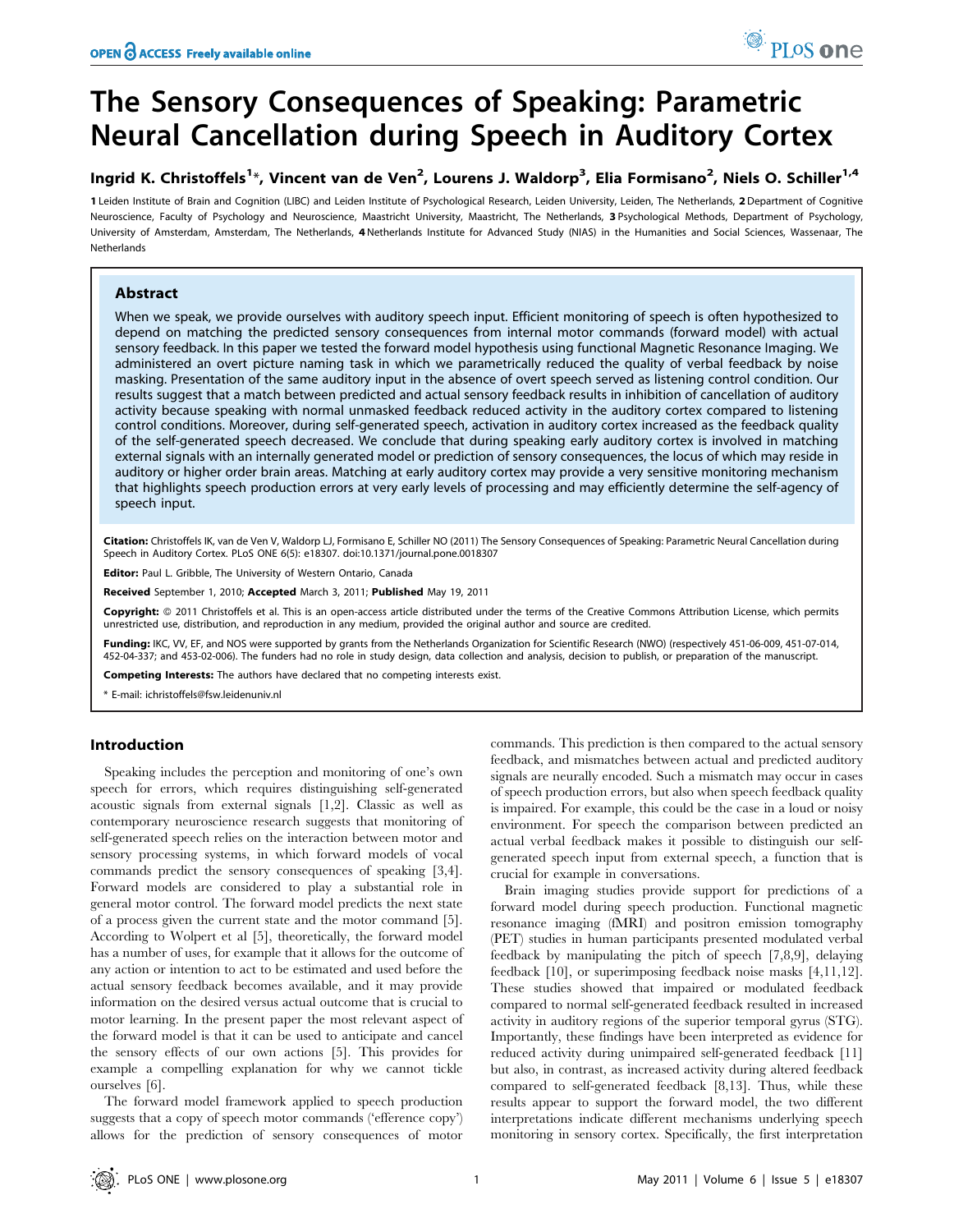# The Sensory Consequences of Speaking: Parametric Neural Cancellation during Speech in Auditory Cortex

**Ingrid K. Christoffels[1]\*, Vincent van de Ven[2], Lourens J. Waldorp[3], Elia Formisano[2], Niels O. Schiller[1,4]**

1 Leiden Institute of Brain and Cognition (LIBC) and Leiden Institute of Psychological Research, Leiden University, Leiden, The Netherlands, 2 Department of Cognitive Neuroscience, Faculty of Psychology and Neuroscience, Maastricht University, Maastricht, The Netherlands, 3 Psychological Methods, Department of Psychology, University of Amsterdam, Amsterdam, The Netherlands, 4 Netherlands Institute for Advanced Study (NIAS) in the Humanities and Social Sciences, Wassenaar, The Netherlands

## Abstract

When we speak, we provide ourselves with auditory speech input. Efficient monitoring of speech is often hypothesized to depend on matching the predicted sensory consequences from internal motor commands (forward model) with actual sensory feedback. In this paper we tested the forward model hypothesis using functional Magnetic Resonance Imaging. We administered an overt picture naming task in which we parametrically reduced the quality of verbal feedback by noise masking. Presentation of the same auditory input in the absence of overt speech served as listening control condition. Our results suggest that a match between predicted and actual sensory feedback results in inhibition of cancellation of auditory activity because speaking with normal unmasked feedback reduced activity in the auditory cortex compared to listening control conditions. Moreover, during self-generated speech, activation in auditory cortex increased as the feedback quality of the self-generated speech decreased. We conclude that during speaking early auditory cortex is involved in matching external signals with an internally generated model or prediction of sensory consequences, the locus of which may reside in auditory or higher order brain areas. Matching at early auditory cortex may provide a very sensitive monitoring mechanism that highlights speech production errors at very early levels of processing and may efficiently determine the self-agency of speech input.

**Citation:** Christoffels IK, van de Ven V, Waldorp LJ, Formisano E, Schiller NO (2011) The Sensory Consequences of Speaking: Parametric Neural Cancellation during Speech in Auditory Cortex. PLoS ONE 6(5): e18307. doi:10.1371/journal.pone.0018307

**Editor:** Paul L. Gribble, The University of Western Ontario, Canada

**Received** September 1, 2010; **Accepted** March 3, 2011; **Published** May 19, 2011

**Copyright:** © 2011 Christoffels et al. This is an open-access article distributed under the terms of the Creative Commons Attribution License, which permits unrestricted use, distribution, and reproduction in any medium, provided the original author and source are credited.

**Funding:** IKC, VV, EF, and NOS were supported by grants from the Netherlands Organization for Scientific Research (NWO) (respectively 451-06-009, 451-07-014, 452-04-337; and 453-02-006). The funders had no role in study design, data collection and analysis, decision to publish, or preparation of the manuscript.

**Competing Interests:** The authors have declared that no competing interests exist.

\* E-mail: ichristoffels@fsw.leidenuniv.nl

## Introduction

Speaking includes the perception and monitoring of one's own speech for errors, which requires distinguishing self-generated acoustic signals from external signals [1,2]. Classic as well as contemporary neuroscience research suggests that monitoring of self-generated speech relies on the interaction between motor and sensory processing systems, in which forward models of vocal commands predict the sensory consequences of speaking [3,4]. Forward models are considered to play a substantial role in general motor control. The forward model predicts the next state of a process given the current state and the motor command [5]. According to Wolpert et al [5], theoretically, the forward model has a number of uses, for example that it allows for the outcome of any action or intention to act to be estimated and used before the actual sensory feedback becomes available, and it may provide information on the desired versus actual outcome that is crucial to motor learning. In the present paper the most relevant aspect of the forward model is that it can be used to anticipate and cancel the sensory effects of our own actions [5]. This provides for example a compelling explanation for why we cannot tickle ourselves [6].

The forward model framework applied to speech production suggests that a copy of speech motor commands ('efference copy') allows for the prediction of sensory consequences of motor commands. This prediction is then compared to the actual sensory feedback, and mismatches between actual and predicted auditory signals are neurally encoded. Such a mismatch may occur in cases of speech production errors, but also when speech feedback quality is impaired. For example, this could be the case in a loud or noisy environment. For speech the comparison between predicted an actual verbal feedback makes it possible to distinguish our self-generated speech input from external speech, a function that is crucial for example in conversations.

Brain imaging studies provide support for predictions of a forward model during speech production. Functional magnetic resonance imaging (fMRI) and positron emission tomography (PET) studies in human participants presented modulated verbal feedback by manipulating the pitch of speech [7,8,9], delaying feedback [10], or superimposing feedback noise masks [4,11,12]. These studies showed that impaired or modulated feedback compared to normal self-generated feedback resulted in increased activity in auditory regions of the superior temporal gyrus (STG). Importantly, these findings have been interpreted as evidence for reduced activity during unimpaired self-generated feedback [11] but also, in contrast, as increased activity during altered feedback compared to self-generated feedback [8,13]. Thus, while these results appear to support the forward model, the two different interpretations indicate different mechanisms underlying speech monitoring in sensory cortex. Specifically, the first interpretation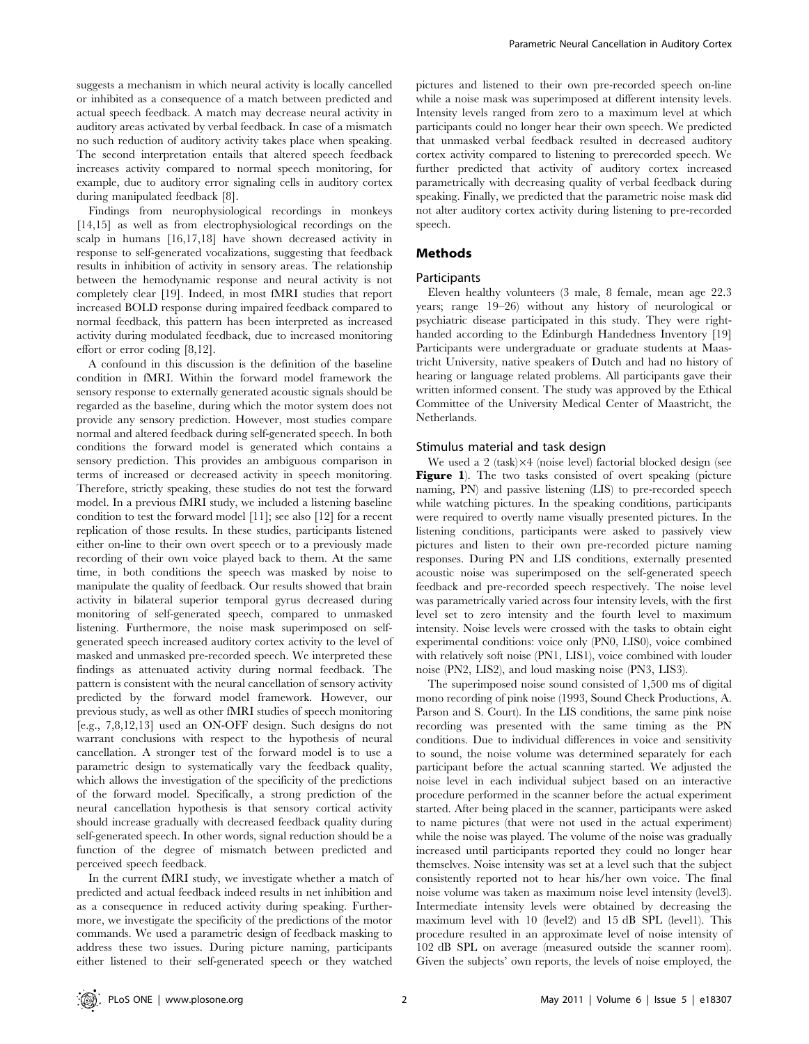suggests a mechanism in which neural activity is locally cancelled or inhibited as a consequence of a match between predicted and actual speech feedback. A match may decrease neural activity in auditory areas activated by verbal feedback. In case of a mismatch no such reduction of auditory activity takes place when speaking. The second interpretation entails that altered speech feedback increases activity compared to normal speech monitoring, for example, due to auditory error signaling cells in auditory cortex during manipulated feedback [8].

Findings from neurophysiological recordings in monkeys [14,15] as well as from electrophysiological recordings on the scalp in humans [16,17,18] have shown decreased activity in response to self-generated vocalizations, suggesting that feedback results in inhibition of activity in sensory areas. The relationship between the hemodynamic response and neural activity is not completely clear [19]. Indeed, in most fMRI studies that report increased BOLD response during impaired feedback compared to normal feedback, this pattern has been interpreted as increased activity during modulated feedback, due to increased monitoring effort or error coding [8,12].

A confound in this discussion is the definition of the baseline condition in fMRI. Within the forward model framework the sensory response to externally generated acoustic signals should be regarded as the baseline, during which the motor system does not provide any sensory prediction. However, most studies compare normal and altered feedback during self-generated speech. In both conditions the forward model is generated which contains a sensory prediction. This provides an ambiguous comparison in terms of increased or decreased activity in speech monitoring. Therefore, strictly speaking, these studies do not test the forward model. In a previous fMRI study, we included a listening baseline condition to test the forward model [11]; see also [12] for a recent replication of those results. In these studies, participants listened either on-line to their own overt speech or to a previously made recording of their own voice played back to them. At the same time, in both conditions the speech was masked by noise to manipulate the quality of feedback. Our results showed that brain activity in bilateral superior temporal gyrus decreased during monitoring of self-generated speech, compared to unmasked listening. Furthermore, the noise mask superimposed on self-generated speech increased auditory cortex activity to the level of masked and unmasked pre-recorded speech. We interpreted these findings as attenuated activity during normal feedback. The pattern is consistent with the neural cancellation of sensory activity predicted by the forward model framework. However, our previous study, as well as other fMRI studies of speech monitoring [e.g., 7,8,12,13] used an ON-OFF design. Such designs do not warrant conclusions with respect to the hypothesis of neural cancellation. A stronger test of the forward model is to use a parametric design to systematically vary the feedback quality, which allows the investigation of the specificity of the predictions of the forward model. Specifically, a strong prediction of the neural cancellation hypothesis is that sensory cortical activity should increase gradually with decreased feedback quality during self-generated speech. In other words, signal reduction should be a function of the degree of mismatch between predicted and perceived speech feedback.

In the current fMRI study, we investigate whether a match of predicted and actual feedback indeed results in net inhibition and as a consequence in reduced activity during speaking. Furthermore, we investigate the specificity of the predictions of the motor commands. We used a parametric design of feedback masking to address these two issues. During picture naming, participants either listened to their self-generated speech or they watched pictures and listened to their own pre-recorded speech on-line while a noise mask was superimposed at different intensity levels. Intensity levels ranged from zero to a maximum level at which participants could no longer hear their own speech. We predicted that unmasked verbal feedback resulted in decreased auditory cortex activity compared to listening to prerecorded speech. We further predicted that activity of auditory cortex increased parametrically with decreasing quality of verbal feedback during speaking. Finally, we predicted that the parametric noise mask did not alter auditory cortex activity during listening to pre-recorded speech.

## Methods

### Participants

Eleven healthy volunteers (3 male, 8 female, mean age 22.3 years; range 19–26) without any history of neurological or psychiatric disease participated in this study. They were right-handed according to the Edinburgh Handedness Inventory [19] Participants were undergraduate or graduate students at Maastricht University, native speakers of Dutch and had no history of hearing or language related problems. All participants gave their written informed consent. The study was approved by the Ethical Committee of the University Medical Center of Maastricht, the Netherlands.

### Stimulus material and task design

We used a 2 (task)×4 (noise level) factorial blocked design (see **Figure 1**). The two tasks consisted of overt speaking (picture naming, PN) and passive listening (LIS) to pre-recorded speech while watching pictures. In the speaking conditions, participants were required to overtly name visually presented pictures. In the listening conditions, participants were asked to passively view pictures and listen to their own pre-recorded picture naming responses. During PN and LIS conditions, externally presented acoustic noise was superimposed on the self-generated speech feedback and pre-recorded speech respectively. The noise level was parametrically varied across four intensity levels, with the first level set to zero intensity and the fourth level to maximum intensity. Noise levels were crossed with the tasks to obtain eight experimental conditions: voice only (PN0, LIS0), voice combined with relatively soft noise (PN1, LIS1), voice combined with louder noise (PN2, LIS2), and loud masking noise (PN3, LIS3).

The superimposed noise sound consisted of 1,500 ms of digital mono recording of pink noise (1993, Sound Check Productions, A. Parson and S. Court). In the LIS conditions, the same pink noise recording was presented with the same timing as the PN conditions. Due to individual differences in voice and sensitivity to sound, the noise volume was determined separately for each participant before the actual scanning started. We adjusted the noise level in each individual subject based on an interactive procedure performed in the scanner before the actual experiment started. After being placed in the scanner, participants were asked to name pictures (that were not used in the actual experiment) while the noise was played. The volume of the noise was gradually increased until participants reported they could no longer hear themselves. Noise intensity was set at a level such that the subject consistently reported not to hear his/her own voice. The final noise volume was taken as maximum noise level intensity (level3). Intermediate intensity levels were obtained by decreasing the maximum level with 10 (level2) and 15 dB SPL (level1). This procedure resulted in an approximate level of noise intensity of 102 dB SPL on average (measured outside the scanner room). Given the subjects' own reports, the levels of noise employed, the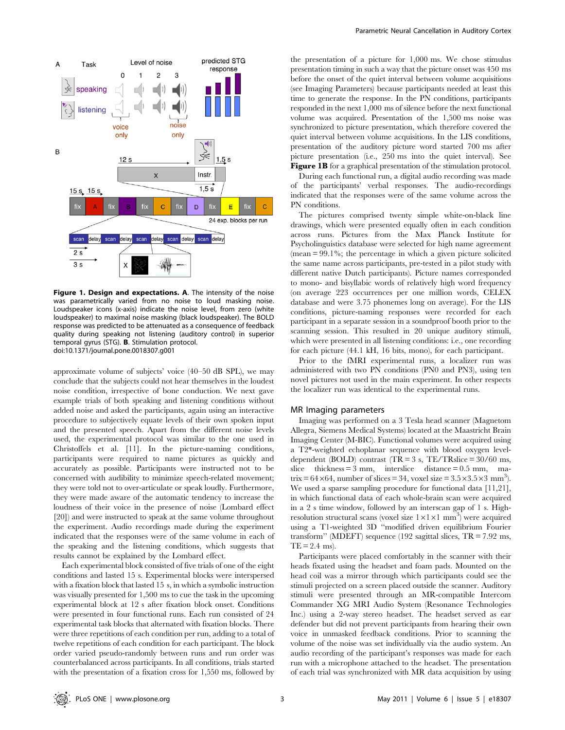**Figure 1. Design and expectations. A**. The intensity of the noise was parametrically varied from no noise to loud masking noise. Loudspeaker icons (x-axis) indicate the noise level, from zero (white loudspeaker) to maximal noise masking (black loudspeaker). The BOLD response was predicted to be attenuated as a consequence of feedback quality during speaking not listening (auditory control) in superior temporal gyrus (STG). **B**. Stimulation protocol.
doi:10.1371/journal.pone.0018307.g001

approximate volume of subjects' voice (40–50 dB SPL), we may conclude that the subjects could not hear themselves in the loudest noise condition, irrespective of bone conduction. We next gave example trials of both speaking and listening conditions without added noise and asked the participants, again using an interactive procedure to subjectively equate levels of their own spoken input and the presented speech. Apart from the different noise levels used, the experimental protocol was similar to the one used in Christoffels et al. [11]. In the picture-naming conditions, participants were required to name pictures as quickly and accurately as possible. Participants were instructed not to be concerned with audibility to minimize speech-related movement; they were told not to over-articulate or speak loudly. Furthermore, they were made aware of the automatic tendency to increase the loudness of their voice in the presence of noise (Lombard effect [20]) and were instructed to speak at the same volume throughout the experiment. Audio recordings made during the experiment indicated that the responses were of the same volume in each of the speaking and the listening conditions, which suggests that results cannot be explained by the Lombard effect.

Each experimental block consisted of five trials of one of the eight conditions and lasted 15 s. Experimental blocks were interspersed with a fixation block that lasted 15 s, in which a symbolic instruction was visually presented for 1,500 ms to cue the task in the upcoming experimental block at 12 s after fixation block onset. Conditions were presented in four functional runs. Each run consisted of 24 experimental task blocks that alternated with fixation blocks. There were three repetitions of each condition per run, adding to a total of twelve repetitions of each condition for each participant. The block order varied pseudo-randomly between runs and run order was counterbalanced across participants. In all conditions, trials started with the presentation of a fixation cross for 1,550 ms, followed by the presentation of a picture for 1,000 ms. We chose stimulus presentation timing in such a way that the picture onset was 450 ms before the onset of the quiet interval between volume acquisitions (see Imaging Parameters) because participants needed at least this time to generate the response. In the PN conditions, participants responded in the next 1,000 ms of silence before the next functional volume was acquired. Presentation of the 1,500 ms noise was synchronized to picture presentation, which therefore covered the quiet interval between volume acquisitions. In the LIS conditions, presentation of the auditory picture word started 700 ms after picture presentation (i.e., 250 ms into the quiet interval). See **Figure 1B** for a graphical presentation of the stimulation protocol.

During each functional run, a digital audio recording was made of the participants' verbal responses. The audio-recordings indicated that the responses were of the same volume across the PN conditions.

The pictures comprised twenty simple white-on-black line drawings, which were presented equally often in each condition across runs. Pictures from the Max Planck Institute for Psycholinguistics database were selected for high name agreement (mean = 99.1%; the percentage in which a given picture solicited the same name across participants, pre-tested in a pilot study with different native Dutch participants). Picture names corresponded to mono- and bisyllabic words of relatively high word frequency (on average 223 occurrences per one million words, CELEX database and were 3.75 phonemes long on average). For the LIS conditions, picture-naming responses were recorded for each participant in a separate session in a soundproof booth prior to the scanning session. This resulted in 20 unique auditory stimuli, which were presented in all listening conditions: i.e., one recording for each picture (44.1 kH, 16 bits, mono), for each participant.

Prior to the fMRI experimental runs, a localizer run was administered with two PN conditions (PN0 and PN3), using ten novel pictures not used in the main experiment. In other respects the localizer run was identical to the experimental runs.

## MR Imaging parameters

Imaging was performed on a 3 Tesla head scanner (Magnetom Allegra, Siemens Medical Systems) located at the Maastricht Brain Imaging Center (M-BIC). Functional volumes were acquired using a T2*-weighted echoplanar sequence with blood oxygen level-dependent (BOLD) contrast (TR = 3 s, TE/TRslice = 30/60 ms, slice thickness = 3 mm, interslice distance = 0.5 mm, matrix = $64\times64$, number of slices = 34, voxel size = $3.5\times3.5\times3$ mm$^3$). We used a sparse sampling procedure for functional data [11,21], in which functional data of each whole-brain scan were acquired in a 2 s time window, followed by an interscan gap of 1 s. High-resolution structural scans (voxel size $1\times1\times1$ mm$^3$) were acquired using a T1-weighted 3D "modified driven equilibrium Fourier transform" (MDEFT) sequence (192 sagittal slices, TR = 7.92 ms, TE = 2.4 ms).

Participants were placed comfortably in the scanner with their heads fixated using the headset and foam pads. Mounted on the head coil was a mirror through which participants could see the stimuli projected on a screen placed outside the scanner. Auditory stimuli were presented through an MR-compatible Intercom Commander XG MRI Audio System (Resonance Technologies Inc.) using a 2-way stereo headset. The headset served as ear defender but did not prevent participants from hearing their own voice in unmasked feedback conditions. Prior to scanning the volume of the noise was set individually via the audio system. An audio recording of the participant's responses was made for each run with a microphone attached to the headset. The presentation of each trial was synchronized with MR data acquisition by using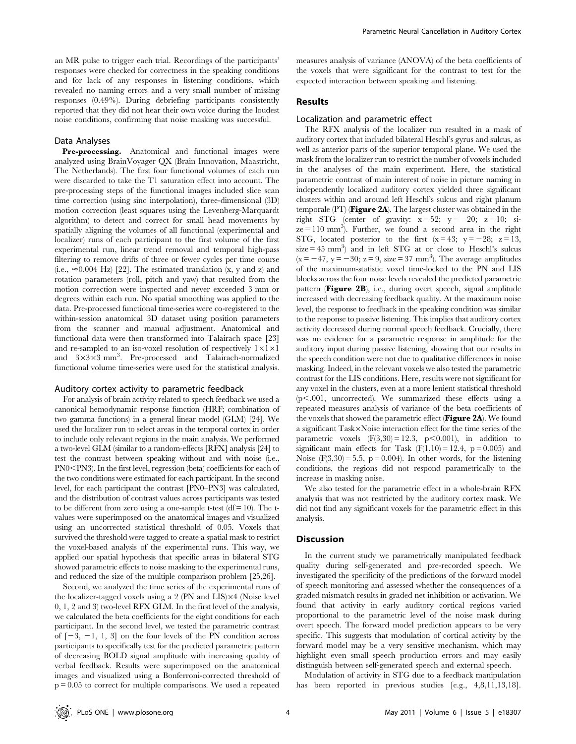an MR pulse to trigger each trial. Recordings of the participants' responses were checked for correctness in the speaking conditions and for lack of any responses in listening conditions, which revealed no naming errors and a very small number of missing responses (0.49%). During debriefing participants consistently reported that they did not hear their own voice during the loudest noise conditions, confirming that noise masking was successful.

### Data Analyses

**Pre-processing.** Anatomical and functional images were analyzed using BrainVoyager QX (Brain Innovation, Maastricht, The Netherlands). The first four functional volumes of each run were discarded to take the T1 saturation effect into account. The pre-processing steps of the functional images included slice scan time correction (using sinc interpolation), three-dimensional (3D) motion correction (least squares using the Levenberg-Marquardt algorithm) to detect and correct for small head movements by spatially aligning the volumes of all functional (experimental and localizer) runs of each participant to the first volume of the first experimental run, linear trend removal and temporal high-pass filtering to remove drifts of three or fewer cycles per time course (i.e., $\approx$0.004 Hz) [22]. The estimated translation (x, y and z) and rotation parameters (roll, pitch and yaw) that resulted from the motion correction were inspected and never exceeded 3 mm or degrees within each run. No spatial smoothing was applied to the data. Pre-processed functional time-series were co-registered to the within-session anatomical 3D dataset using position parameters from the scanner and manual adjustment. Anatomical and functional data were then transformed into Talairach space [23] and re-sampled to an iso-voxel resolution of respectively $1\times1\times1$ and $3\times3\times3$ $mm^3$. Pre-processed and Talairach-normalized functional volume time-series were used for the statistical analysis.

### Auditory cortex activity to parametric feedback

For analysis of brain activity related to speech feedback we used a canonical hemodynamic response function (HRF; combination of two gamma functions) in a general linear model (GLM) [24]. We used the localizer run to select areas in the temporal cortex in order to include only relevant regions in the main analysis. We performed a two-level GLM (similar to a random-effects [RFX] analysis [24] to test the contrast between speaking without and with noise (i.e., PN0<PN3). In the first level, regression (beta) coefficients for each of the two conditions were estimated for each participant. In the second level, for each participant the contrast [PN0–PN3] was calculated, and the distribution of contrast values across participants was tested to be different from zero using a one-sample t-test (df = 10). The t-values were superimposed on the anatomical images and visualized using an uncorrected statistical threshold of 0.05. Voxels that survived the threshold were tagged to create a spatial mask to restrict the voxel-based analysis of the experimental runs. This way, we applied our spatial hypothesis that specific areas in bilateral STG showed parametric effects to noise masking to the experimental runs, and reduced the size of the multiple comparison problem [25,26].

Second, we analyzed the time series of the experimental runs of the localizer-tagged voxels using a 2 (PN and LIS)$\times$4 (Noise level 0, 1, 2 and 3) two-level RFX GLM. In the first level of the analysis, we calculated the beta coefficients for the eight conditions for each participant. In the second level, we tested the parametric contrast of $[-3, -1, 1, 3]$ on the four levels of the PN condition across participants to specifically test for the predicted parametric pattern of decreasing BOLD signal amplitude with increasing quality of verbal feedback. Results were superimposed on the anatomical images and visualized using a Bonferroni-corrected threshold of $p = 0.05$ to correct for multiple comparisons. We used a repeated measures analysis of variance (ANOVA) of the beta coefficients of the voxels that were significant for the contrast to test for the expected interaction between speaking and listening.

## Results

### Localization and parametric effect

The RFX analysis of the localizer run resulted in a mask of auditory cortex that included bilateral Heschl's gyrus and sulcus, as well as anterior parts of the superior temporal plane. We used the mask from the localizer run to restrict the number of voxels included in the analyses of the main experiment. Here, the statistical parametric contrast of main interest of noise in picture naming in independently localized auditory cortex yielded three significant clusters within and around left Heschl's sulcus and right planum temporale (PT) (**Figure 2A**). The largest cluster was obtained in the right STG (center of gravity: $x = 52$; $y = -20$; $z = 10$; size $= 110$ $mm^3$). Further, we found a second area in the right STG, located posterior to the first ($x = 43$; $y = -28$; $z = 13$, size $= 45$ $mm^3$) and in left STG at or close to Heschl's sulcus ($x = -47$, $y = -30$; $z = 9$, size $= 37$ $mm^3$). The average amplitudes of the maximum-statistic voxel time-locked to the PN and LIS blocks across the four noise levels revealed the predicted parametric pattern (**Figure 2B**), i.e., during overt speech, signal amplitude increased with decreasing feedback quality. At the maximum noise level, the response to feedback in the speaking condition was similar to the response to passive listening. This implies that auditory cortex activity decreased during normal speech feedback. Crucially, there was no evidence for a parametric response in amplitude for the auditory input during passive listening, showing that our results in the speech condition were not due to qualitative differences in noise masking. Indeed, in the relevant voxels we also tested the parametric contrast for the LIS conditions. Here, results were not significant for any voxel in the clusters, even at a more lenient statistical threshold ($p < .001$, uncorrected). We summarized these effects using a repeated measures analysis of variance of the beta coefficients of the voxels that showed the parametric effect (**Figure 2A**). We found a significant Task$\times$Noise interaction effect for the time series of the parametric voxels ($F(3,30) = 12.3$, $p < 0.001$), in addition to significant main effects for Task ($F(1,10) = 12.4$, $p = 0.005$) and Noise ($F(3,30) = 5.5$, $p = 0.004$). In other words, for the listening conditions, the regions did not respond parametrically to the increase in masking noise.

We also tested for the parametric effect in a whole-brain RFX analysis that was not restricted by the auditory cortex mask. We did not find any significant voxels for the parametric effect in this analysis.

## Discussion

In the current study we parametrically manipulated feedback quality during self-generated and pre-recorded speech. We investigated the specificity of the predictions of the forward model of speech monitoring and assessed whether the consequences of a graded mismatch results in graded net inhibition or activation. We found that activity in early auditory cortical regions varied proportional to the parametric level of the noise mask during overt speech. The forward model prediction appears to be very specific. This suggests that modulation of cortical activity by the forward model may be a very sensitive mechanism, which may highlight even small speech production errors and may easily distinguish between self-generated speech and external speech.

Modulation of activity in STG due to a feedback manipulation has been reported in previous studies [e.g., 4,8,11,13,18].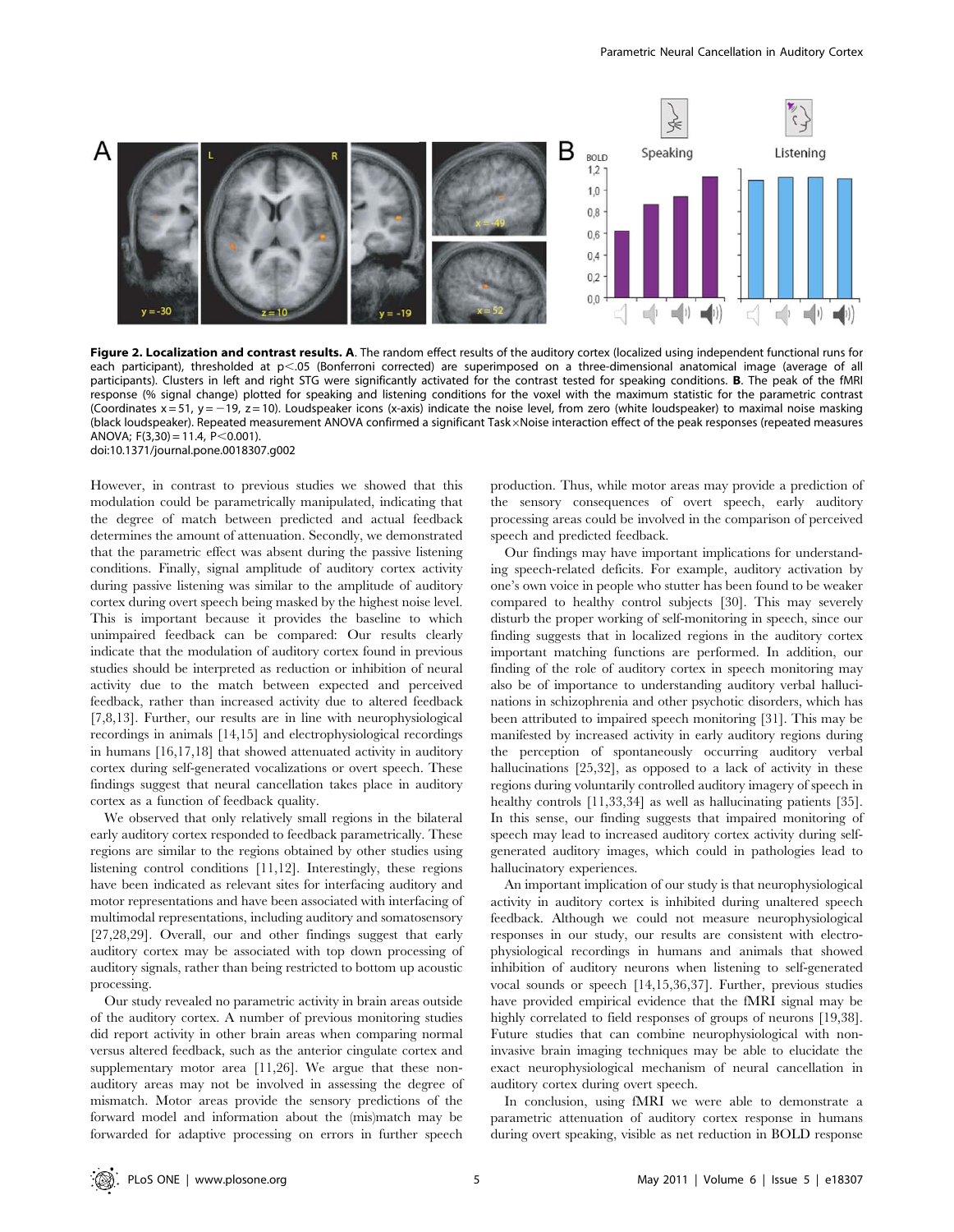**Figure 2. Localization and contrast results. A**. The random effect results of the auditory cortex (localized using independent functional runs for each participant), thresholded at $p < .05$ (Bonferroni corrected) are superimposed on a three-dimensional anatomical image (average of all participants). Clusters in left and right STG were significantly activated for the contrast tested for speaking conditions. **B**. The peak of the fMRI response (% signal change) plotted for speaking and listening conditions for the voxel with the maximum statistic for the parametric contrast (Coordinates $x = 51$, $y = -19$, $z = 10$). Loudspeaker icons (x-axis) indicate the noise level, from zero (white loudspeaker) to maximal noise masking (black loudspeaker). Repeated measurement ANOVA confirmed a significant Task×Noise interaction effect of the peak responses (repeated measures ANOVA; $F(3,30) = 11.4$, $P < 0.001$).
doi:10.1371/journal.pone.0018307.g002

However, in contrast to previous studies we showed that this modulation could be parametrically manipulated, indicating that the degree of match between predicted and actual feedback determines the amount of attenuation. Secondly, we demonstrated that the parametric effect was absent during the passive listening conditions. Finally, signal amplitude of auditory cortex activity during passive listening was similar to the amplitude of auditory cortex during overt speech being masked by the highest noise level. This is important because it provides the baseline to which unimpaired feedback can be compared: Our results clearly indicate that the modulation of auditory cortex found in previous studies should be interpreted as reduction or inhibition of neural activity due to the match between expected and perceived feedback, rather than increased activity due to altered feedback [7,8,13]. Further, our results are in line with neurophysiological recordings in animals [14,15] and electrophysiological recordings in humans [16,17,18] that showed attenuated activity in auditory cortex during self-generated vocalizations or overt speech. These findings suggest that neural cancellation takes place in auditory cortex as a function of feedback quality.

We observed that only relatively small regions in the bilateral early auditory cortex responded to feedback parametrically. These regions are similar to the regions obtained by other studies using listening control conditions [11,12]. Interestingly, these regions have been indicated as relevant sites for interfacing auditory and motor representations and have been associated with interfacing of multimodal representations, including auditory and somatosensory [27,28,29]. Overall, our and other findings suggest that early auditory cortex may be associated with top down processing of auditory signals, rather than being restricted to bottom up acoustic processing.

Our study revealed no parametric activity in brain areas outside of the auditory cortex. A number of previous monitoring studies did report activity in other brain areas when comparing normal versus altered feedback, such as the anterior cingulate cortex and supplementary motor area [11,26]. We argue that these non-auditory areas may not be involved in assessing the degree of mismatch. Motor areas provide the sensory predictions of the forward model and information about the (mis)match may be forwarded for adaptive processing on errors in further speech production. Thus, while motor areas may provide a prediction of the sensory consequences of overt speech, early auditory processing areas could be involved in the comparison of perceived speech and predicted feedback.

Our findings may have important implications for understanding speech-related deficits. For example, auditory activation by one's own voice in people who stutter has been found to be weaker compared to healthy control subjects [30]. This may severely disturb the proper working of self-monitoring in speech, since our finding suggests that in localized regions in the auditory cortex important matching functions are performed. In addition, our finding of the role of auditory cortex in speech monitoring may also be of importance to understanding auditory verbal hallucinations in schizophrenia and other psychotic disorders, which has been attributed to impaired speech monitoring [31]. This may be manifested by increased activity in early auditory regions during the perception of spontaneously occurring auditory verbal hallucinations [25,32], as opposed to a lack of activity in these regions during voluntarily controlled auditory imagery of speech in healthy controls [11,33,34] as well as hallucinating patients [35]. In this sense, our finding suggests that impaired monitoring of speech may lead to increased auditory cortex activity during self-generated auditory images, which could in pathologies lead to hallucinatory experiences.

An important implication of our study is that neurophysiological activity in auditory cortex is inhibited during unaltered speech feedback. Although we could not measure neurophysiological responses in our study, our results are consistent with electrophysiological recordings in humans and animals that showed inhibition of auditory neurons when listening to self-generated vocal sounds or speech [14,15,36,37]. Further, previous studies have provided empirical evidence that the fMRI signal may be highly correlated to field responses of groups of neurons [19,38]. Future studies that can combine neurophysiological with non-invasive brain imaging techniques may be able to elucidate the exact neurophysiological mechanism of neural cancellation in auditory cortex during overt speech.

In conclusion, using fMRI we were able to demonstrate a parametric attenuation of auditory cortex response in humans during overt speaking, visible as net reduction in BOLD response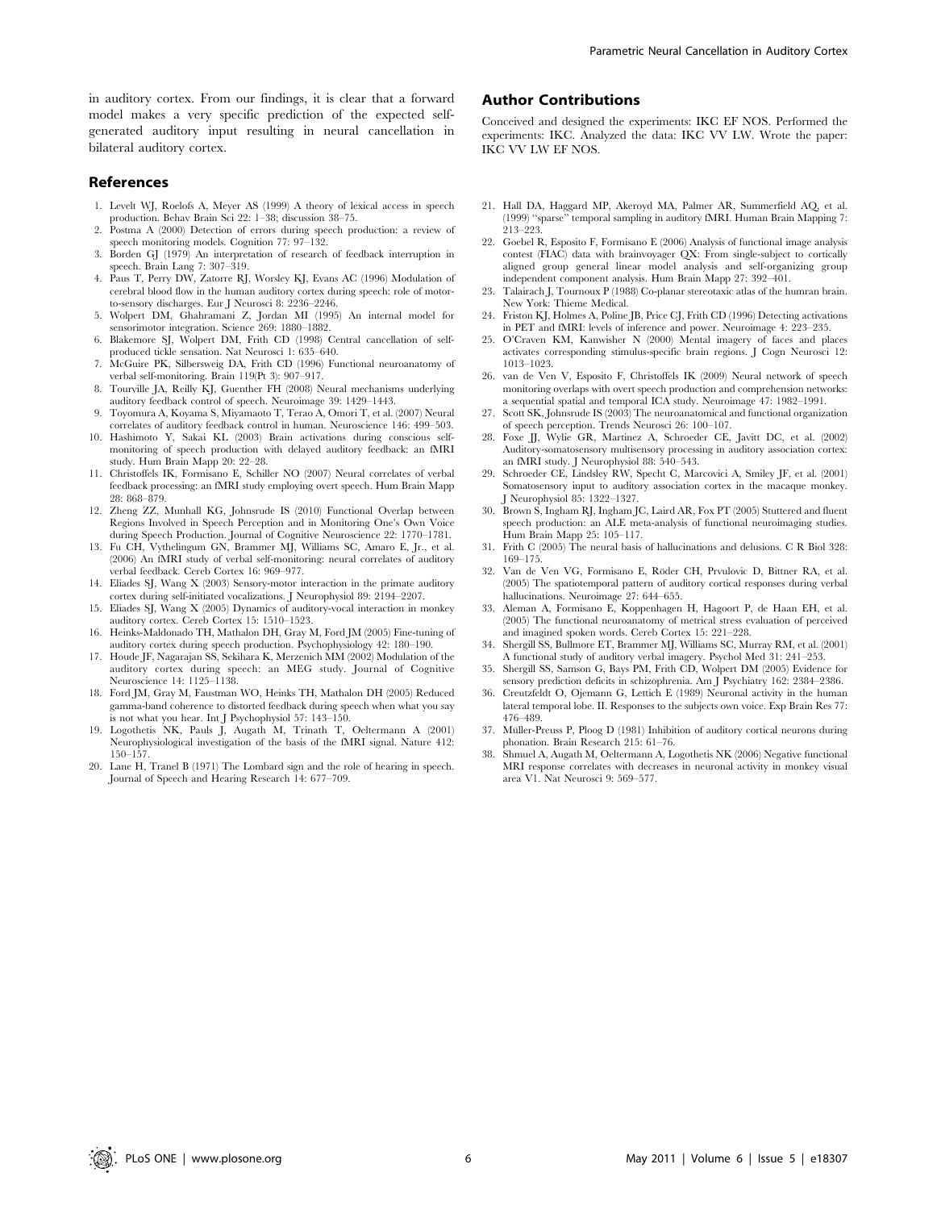in auditory cortex. From our findings, it is clear that a forward model makes a very specific prediction of the expected self-generated auditory input resulting in neural cancellation in bilateral auditory cortex.

## Author Contributions

Conceived and designed the experiments: IKC EF NOS. Performed the experiments: IKC. Analyzed the data: IKC VV LW. Wrote the paper: IKC VV LW EF NOS.

## References

1. Levelt WJ, Roelofs A, Meyer AS (1999) A theory of lexical access in speech production. Behav Brain Sci 22: 1–38; discussion 38–75.
2. Postma A (2000) Detection of errors during speech production: a review of speech monitoring models. Cognition 77: 97–132.
3. Borden GJ (1979) An interpretation of research of feedback interruption in speech. Brain Lang 7: 307–319.
4. Paus T, Perry DW, Zatorre RJ, Worsley KJ, Evans AC (1996) Modulation of cerebral blood flow in the human auditory cortex during speech: role of motor-to-sensory discharges. Eur J Neurosci 8: 2236–2246.
5. Wolpert DM, Ghahramani Z, Jordan MI (1995) An internal model for sensorimotor integration. Science 269: 1880–1882.
6. Blakemore SJ, Wolpert DM, Frith CD (1998) Central cancellation of self-produced tickle sensation. Nat Neurosci 1: 635–640.
7. McGuire PK, Silbersweig DA, Frith CD (1996) Functional neuroanatomy of verbal self-monitoring. Brain 119(Pt 3): 907–917.
8. Tourville JA, Reilly KJ, Guenther FH (2008) Neural mechanisms underlying auditory feedback control of speech. Neuroimage 39: 1429–1443.
9. Toyomura A, Koyama S, Miyamaoto T, Terao A, Omori T, et al. (2007) Neural correlates of auditory feedback control in human. Neuroscience 146: 499–503.
10. Hashimoto Y, Sakai KL (2003) Brain activations during conscious self-monitoring of speech production with delayed auditory feedback: an fMRI study. Hum Brain Mapp 20: 22–28.
11. Christoffels IK, Formisano E, Schiller NO (2007) Neural correlates of verbal feedback processing: an fMRI study employing overt speech. Hum Brain Mapp 28: 868–879.
12. Zheng ZZ, Munhall KG, Johnsrude IS (2010) Functional Overlap between Regions Involved in Speech Perception and in Monitoring One's Own Voice during Speech Production. Journal of Cognitive Neuroscience 22: 1770–1781.
13. Fu CH, Vythelingum GN, Brammer MJ, Williams SC, Amaro E, Jr., et al. (2006) An fMRI study of verbal self-monitoring: neural correlates of auditory verbal feedback. Cereb Cortex 16: 969–977.
14. Eliades SJ, Wang X (2003) Sensory-motor interaction in the primate auditory cortex during self-initiated vocalizations. J Neurophysiol 89: 2194–2207.
15. Eliades SJ, Wang X (2005) Dynamics of auditory-vocal interaction in monkey auditory cortex. Cereb Cortex 15: 1510–1523.
16. Heinks-Maldonado TH, Mathalon DH, Gray M, Ford JM (2005) Fine-tuning of auditory cortex during speech production. Psychophysiology 42: 180–190.
17. Houde JF, Nagarajan SS, Sekihara K, Merzenich MM (2002) Modulation of the auditory cortex during speech: an MEG study. Journal of Cognitive Neuroscience 14: 1125–1138.
18. Ford JM, Gray M, Faustman WO, Heinks TH, Mathalon DH (2005) Reduced gamma-band coherence to distorted feedback during speech when what you say is not what you hear. Int J Psychophysiol 57: 143–150.
19. Logothetis NK, Pauls J, Augath M, Trinath T, Oeltermann A (2001) Neurophysiological investigation of the basis of the fMRI signal. Nature 412: 150–157.
20. Lane H, Tranel B (1971) The Lombard sign and the role of hearing in speech. Journal of Speech and Hearing Research 14: 677–709.
21. Hall DA, Haggard MP, Akeroyd MA, Palmer AR, Summerfield AQ, et al. (1999) "sparse" temporal sampling in auditory fMRI. Human Brain Mapping 7: 213–223.
22. Goebel R, Esposito F, Formisano E (2006) Analysis of functional image analysis contest (FIAC) data with brainvoyager QX: From single-subject to cortically aligned group general linear model analysis and self-organizing group independent component analysis. Hum Brain Mapp 27: 392–401.
23. Talairach J, Tournoux P (1988) Co-planar stereotaxic atlas of the humran brain. New York: Thieme Medical.
24. Friston KJ, Holmes A, Poline JB, Price CJ, Frith CD (1996) Detecting activations in PET and fMRI: levels of inference and power. Neuroimage 4: 223–235.
25. O'Craven KM, Kanwisher N (2000) Mental imagery of faces and places activates corresponding stimulus-specific brain regions. J Cogn Neurosci 12: 1013–1023.
26. van de Ven V, Esposito F, Christoffels IK (2009) Neural network of speech monitoring overlaps with overt speech production and comprehension networks: a sequential spatial and temporal ICA study. Neuroimage 47: 1982–1991.
27. Scott SK, Johnsrude IS (2003) The neuroanatomical and functional organization of speech perception. Trends Neurosci 26: 100–107.
28. Foxe JJ, Wylie GR, Martinez A, Schroeder CE, Javitt DC, et al. (2002) Auditory-somatosensory multisensory processing in auditory association cortex: an fMRI study. J Neurophysiol 88: 540–543.
29. Schroeder CE, Lindsley RW, Specht C, Marcovici A, Smiley JF, et al. (2001) Somatosensory input to auditory association cortex in the macaque monkey. J Neurophysiol 85: 1322–1327.
30. Brown S, Ingham RJ, Ingham JC, Laird AR, Fox PT (2005) Stuttered and fluent speech production: an ALE meta-analysis of functional neuroimaging studies. Hum Brain Mapp 25: 105–117.
31. Frith C (2005) The neural basis of hallucinations and delusions. C R Biol 328: 169–175.
32. Van de Ven VG, Formisano E, Röder CH, Prvulovic D, Bittner RA, et al. (2005) The spatiotemporal pattern of auditory cortical responses during verbal hallucinations. Neuroimage 27: 644–655.
33. Aleman A, Formisano E, Koppenhagen H, Hagoort P, de Haan EH, et al. (2005) The functional neuroanatomy of metrical stress evaluation of perceived and imagined spoken words. Cereb Cortex 15: 221–228.
34. Shergill SS, Bullmore ET, Brammer MJ, Williams SC, Murray RM, et al. (2001) A functional study of auditory verbal imagery. Psychol Med 31: 241–253.
35. Shergill SS, Samson G, Bays PM, Frith CD, Wolpert DM (2005) Evidence for sensory prediction deficits in schizophrenia. Am J Psychiatry 162: 2384–2386.
36. Creutzfeldt O, Ojemann G, Lettich E (1989) Neuronal activity in the human lateral temporal lobe. II. Responses to the subjects own voice. Exp Brain Res 77: 476–489.
37. Müller-Preuss P, Ploog D (1981) Inhibition of auditory cortical neurons during phonation. Brain Research 215: 61–76.
38. Shmuel A, Augath M, Oeltermann A, Logothetis NK (2006) Negative functional MRI response correlates with decreases in neuronal activity in monkey visual area V1. Nat Neurosci 9: 569–577.